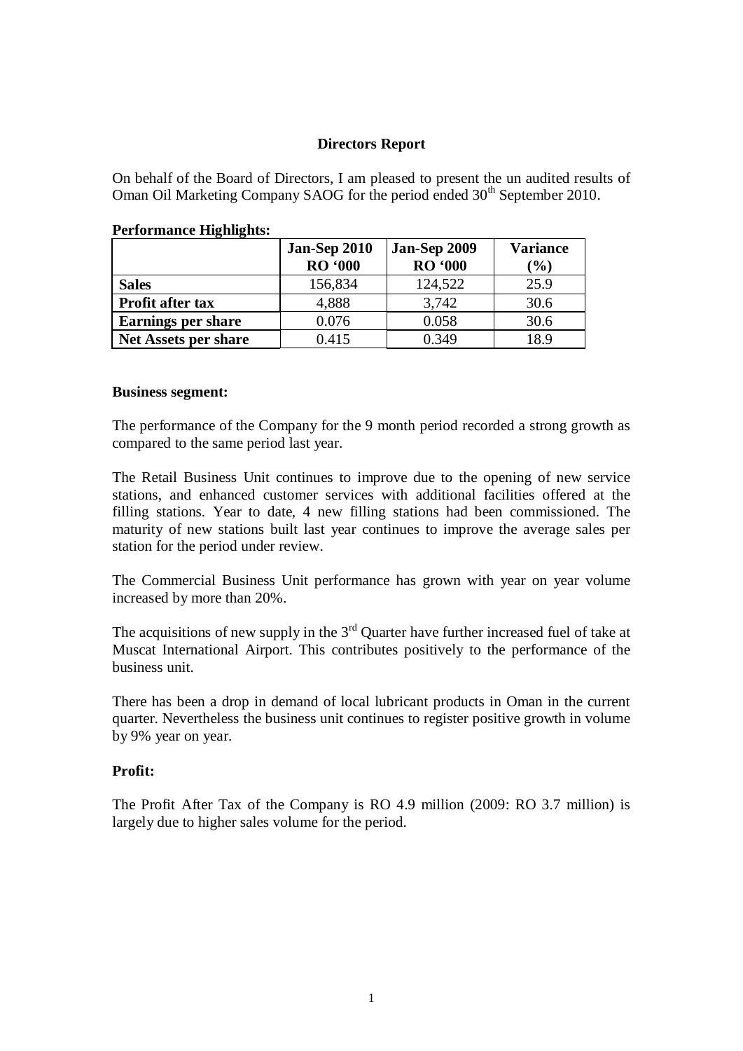## Directors Report

On behalf of the Board of Directors, I am pleased to present the un audited results of Oman Oil Marketing Company SAOG for the period ended 30th September 2010.

**Performance Highlights:**

| | Jan-Sep 2010 RO '000 | Jan-Sep 2009 RO '000 | Variance (%) |
|---|---|---|---|
| **Sales** | 156,834 | 124,522 | 25.9 |
| **Profit after tax** | 4,888 | 3,742 | 30.6 |
| **Earnings per share** | 0.076 | 0.058 | 30.6 |
| **Net Assets per share** | 0.415 | 0.349 | 18.9 |

**Business segment:**

The performance of the Company for the 9 month period recorded a strong growth as compared to the same period last year.

The Retail Business Unit continues to improve due to the opening of new service stations, and enhanced customer services with additional facilities offered at the filling stations. Year to date, 4 new filling stations had been commissioned. The maturity of new stations built last year continues to improve the average sales per station for the period under review.

The Commercial Business Unit performance has grown with year on year volume increased by more than 20%.

The acquisitions of new supply in the 3rd Quarter have further increased fuel of take at Muscat International Airport. This contributes positively to the performance of the business unit.

There has been a drop in demand of local lubricant products in Oman in the current quarter. Nevertheless the business unit continues to register positive growth in volume by 9% year on year.

**Profit:**

The Profit After Tax of the Company is RO 4.9 million (2009: RO 3.7 million) is largely due to higher sales volume for the period.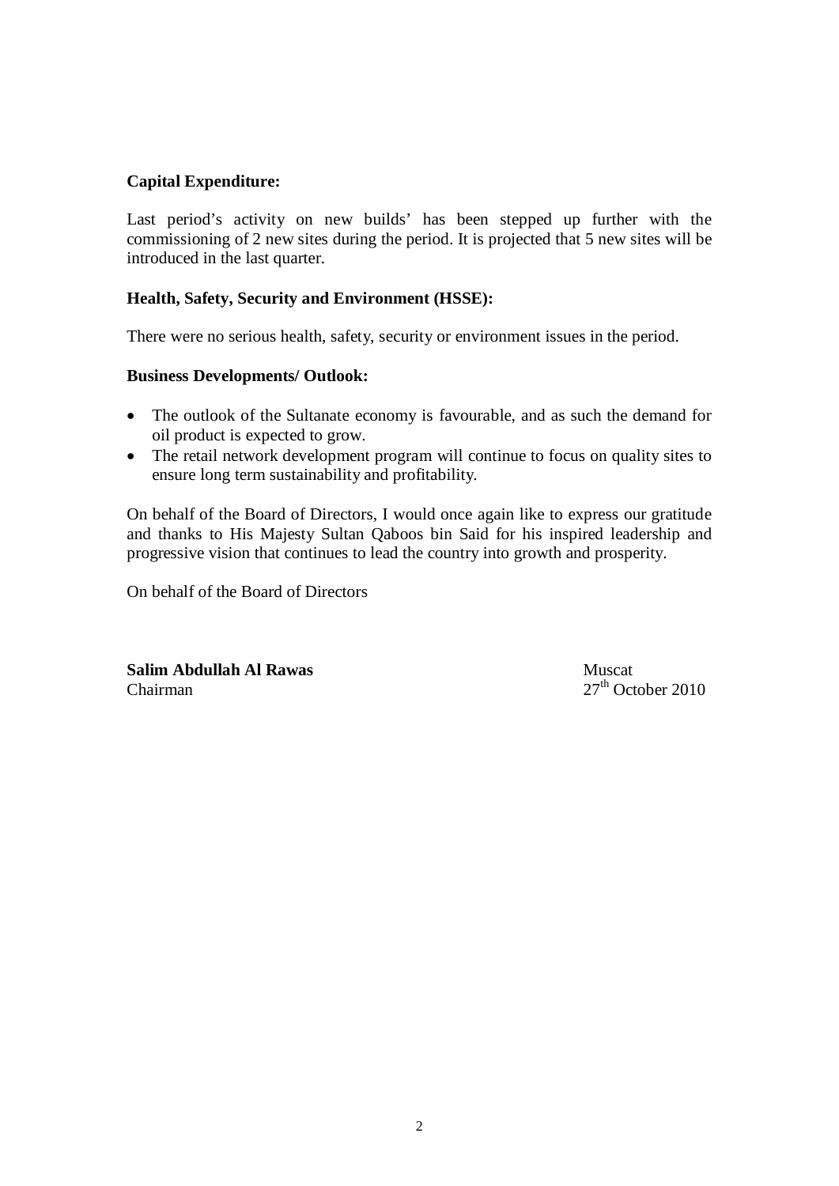**Capital Expenditure:**

Last period's activity on new builds' has been stepped up further with the commissioning of 2 new sites during the period. It is projected that 5 new sites will be introduced in the last quarter.

**Health, Safety, Security and Environment (HSSE):**

There were no serious health, safety, security or environment issues in the period.

**Business Developments/ Outlook:**

- The outlook of the Sultanate economy is favourable, and as such the demand for oil product is expected to grow.
- The retail network development program will continue to focus on quality sites to ensure long term sustainability and profitability.

On behalf of the Board of Directors, I would once again like to express our gratitude and thanks to His Majesty Sultan Qaboos bin Said for his inspired leadership and progressive vision that continues to lead the country into growth and prosperity.

On behalf of the Board of Directors

**Salim Abdullah Al Rawas**
Chairman

Muscat
27th October 2010